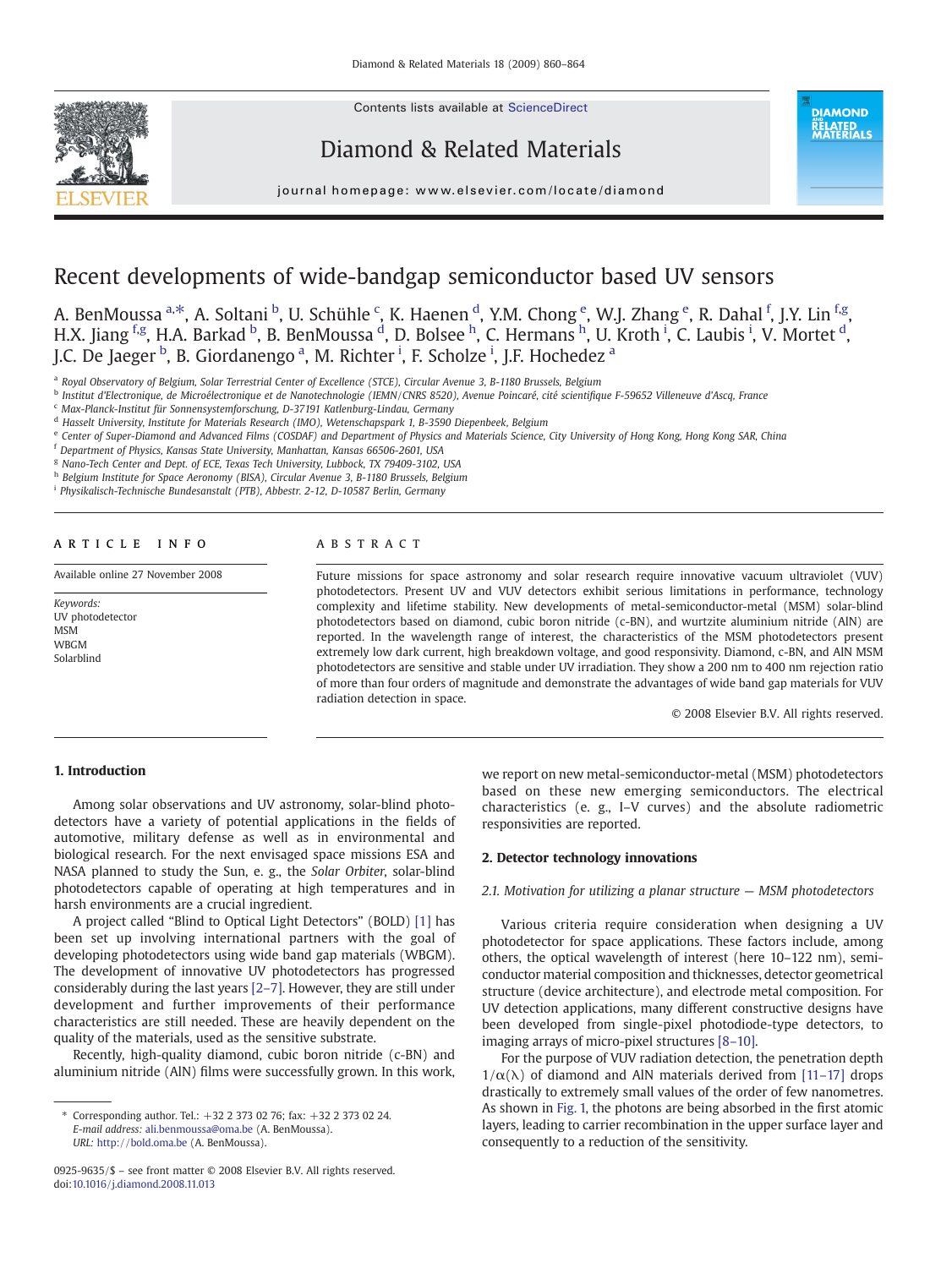# Recent developments of wide-bandgap semiconductor based UV sensors

A. BenMoussa [a,*], A. Soltani [b], U. Schühle [c], K. Haenen [d], Y.M. Chong [e], W.J. Zhang [e], R. Dahal [f], J.Y. Lin [f,g], H.X. Jiang [f,g], H.A. Barkad [b], B. BenMoussa [d], D. Bolsee [h], C. Hermans [h], U. Kroth [i], C. Laubis [i], V. Mortet [d], J.C. De Jaeger [b], B. Giordanengo [a], M. Richter [i], F. Scholze [i], J.F. Hochedez [a]

[a] Royal Observatory of Belgium, Solar Terrestrial Center of Excellence (STCE), Circular Avenue 3, B-1180 Brussels, Belgium
[b] Institut d'Electronique, de Microélectronique et de Nanotechnologie (IEMN/CNRS 8520), Avenue Poincaré, cité scientifique F-59652 Villeneuve d'Ascq, France
[c] Max-Planck-Institut für Sonnensystemforschung, D-37191 Katlenburg-Lindau, Germany
[d] Hasselt University, Institute for Materials Research (IMO), Wetenschapspark 1, B-3590 Diepenbeek, Belgium
[e] Center of Super-Diamond and Advanced Films (COSDAF) and Department of Physics and Materials Science, City University of Hong Kong, Hong Kong SAR, China
[f] Department of Physics, Kansas State University, Manhattan, Kansas 66506-2601, USA
[g] Nano-Tech Center and Dept. of ECE, Texas Tech University, Lubbock, TX 79409-3102, USA
[h] Belgium Institute for Space Aeronomy (BISA), Circular Avenue 3, B-1180 Brussels, Belgium
[i] Physikalisch-Technische Bundesanstalt (PTB), Abbestr. 2-12, D-10587 Berlin, Germany

## ARTICLE INFO

Available online 27 November 2008

*Keywords:*
UV photodetector
MSM
WBGM
Solarblind

## ABSTRACT

Future missions for space astronomy and solar research require innovative vacuum ultraviolet (VUV) photodetectors. Present UV and VUV detectors exhibit serious limitations in performance, technology complexity and lifetime stability. New developments of metal-semiconductor-metal (MSM) solar-blind photodetectors based on diamond, cubic boron nitride (c-BN), and wurtzite aluminium nitride (AlN) are reported. In the wavelength range of interest, the characteristics of the MSM photodetectors present extremely low dark current, high breakdown voltage, and good responsivity. Diamond, c-BN, and AlN MSM photodetectors are sensitive and stable under UV irradiation. They show a 200 nm to 400 nm rejection ratio of more than four orders of magnitude and demonstrate the advantages of wide band gap materials for VUV radiation detection in space.

© 2008 Elsevier B.V. All rights reserved.

## 1. Introduction

Among solar observations and UV astronomy, solar-blind photodetectors have a variety of potential applications in the fields of automotive, military defense as well as in environmental and biological research. For the next envisaged space missions ESA and NASA planned to study the Sun, e. g., the *Solar Orbiter*, solar-blind photodetectors capable of operating at high temperatures and in harsh environments are a crucial ingredient.

A project called "Blind to Optical Light Detectors" (BOLD) [1] has been set up involving international partners with the goal of developing photodetectors using wide band gap materials (WBGM). The development of innovative UV photodetectors has progressed considerably during the last years [2–7]. However, they are still under development and further improvements of their performance characteristics are still needed. These are heavily dependent on the quality of the materials, used as the sensitive substrate.

Recently, high-quality diamond, cubic boron nitride (c-BN) and aluminium nitride (AlN) films were successfully grown. In this work, we report on new metal-semiconductor-metal (MSM) photodetectors based on these new emerging semiconductors. The electrical characteristics (e. g., I–V curves) and the absolute radiometric responsivities are reported.

## 2. Detector technology innovations

### 2.1. Motivation for utilizing a planar structure — MSM photodetectors

Various criteria require consideration when designing a UV photodetector for space applications. These factors include, among others, the optical wavelength of interest (here 10–122 nm), semiconductor material composition and thicknesses, detector geometrical structure (device architecture), and electrode metal composition. For UV detection applications, many different constructive designs have been developed from single-pixel photodiode-type detectors, to imaging arrays of micro-pixel structures [8–10].

For the purpose of VUV radiation detection, the penetration depth $1/\alpha(\lambda)$ of diamond and AlN materials derived from [11–17] drops drastically to extremely small values of the order of few nanometres. As shown in Fig. 1, the photons are being absorbed in the first atomic layers, leading to carrier recombination in the upper surface layer and consequently to a reduction of the sensitivity.

* Corresponding author. Tel.: +32 2 373 02 76; fax: +32 2 373 02 24.
*E-mail address:* ali.benmoussa@oma.be (A. BenMoussa).
*URL:* http://bold.oma.be (A. BenMoussa).

0925-9635/$ – see front matter © 2008 Elsevier B.V. All rights reserved.
doi:10.1016/j.diamond.2008.11.013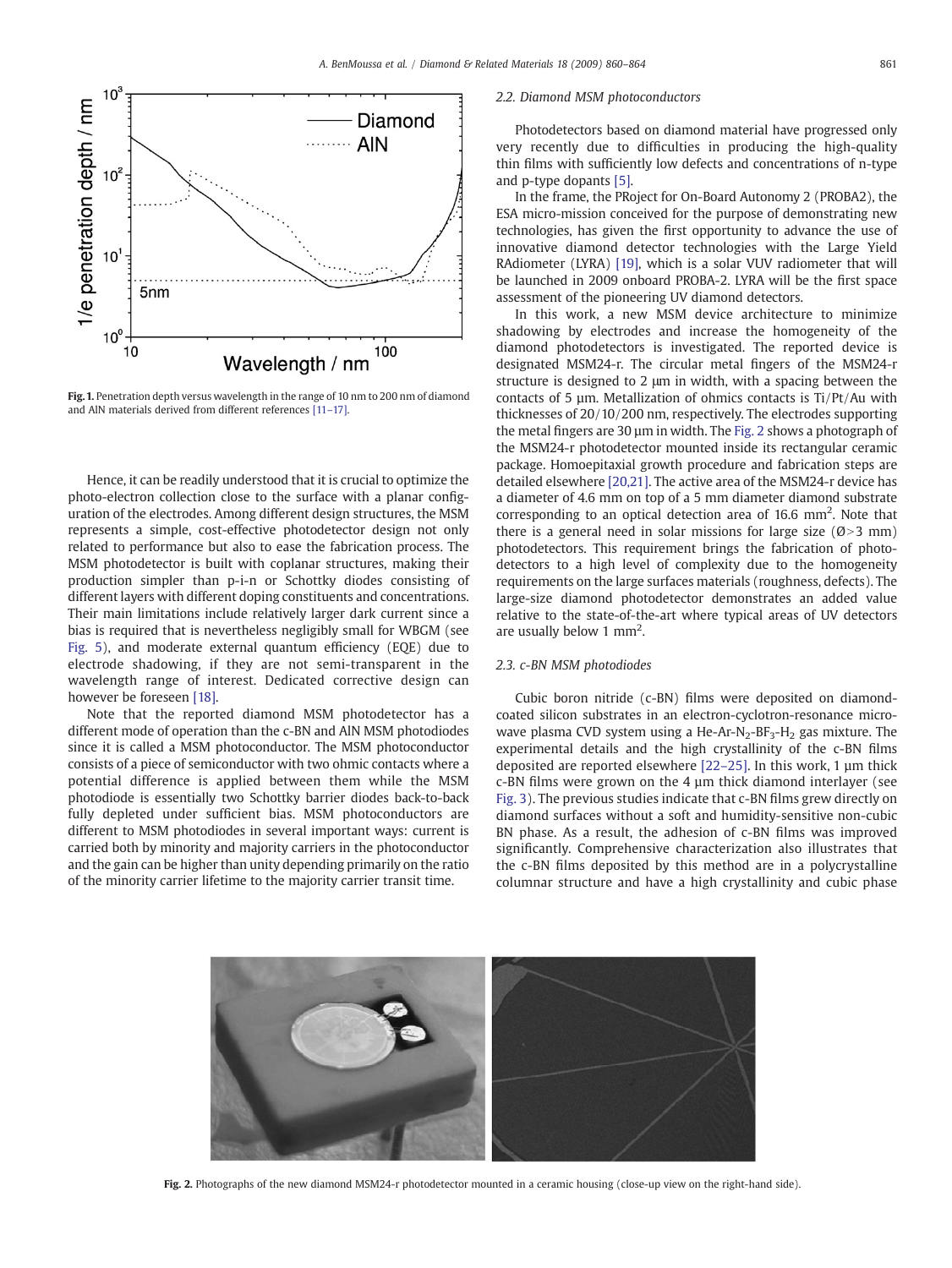Fig. 1. Penetration depth versus wavelength in the range of 10 nm to 200 nm of diamond and AlN materials derived from different references [11–17].

Hence, it can be readily understood that it is crucial to optimize the photo-electron collection close to the surface with a planar configuration of the electrodes. Among different design structures, the MSM represents a simple, cost-effective photodetector design not only related to performance but also to ease the fabrication process. The MSM photodetector is built with coplanar structures, making their production simpler than p-i-n or Schottky diodes consisting of different layers with different doping constituents and concentrations. Their main limitations include relatively larger dark current since a bias is required that is nevertheless negligibly small for WBGM (see Fig. 5), and moderate external quantum efficiency (EQE) due to electrode shadowing, if they are not semi-transparent in the wavelength range of interest. Dedicated corrective design can however be foreseen [18].

Note that the reported diamond MSM photodetector has a different mode of operation than the c-BN and AlN MSM photodiodes since it is called a MSM photoconductor. The MSM photoconductor consists of a piece of semiconductor with two ohmic contacts where a potential difference is applied between them while the MSM photodiode is essentially two Schottky barrier diodes back-to-back fully depleted under sufficient bias. MSM photoconductors are different to MSM photodiodes in several important ways: current is carried both by minority and majority carriers in the photoconductor and the gain can be higher than unity depending primarily on the ratio of the minority carrier lifetime to the majority carrier transit time.

### 2.2. Diamond MSM photoconductors

Photodetectors based on diamond material have progressed only very recently due to difficulties in producing the high-quality thin films with sufficiently low defects and concentrations of n-type and p-type dopants [5].

In the frame, the PRoject for On-Board Autonomy 2 (PROBA2), the ESA micro-mission conceived for the purpose of demonstrating new technologies, has given the first opportunity to advance the use of innovative diamond detector technologies with the Large Yield RAdiometer (LYRA) [19], which is a solar VUV radiometer that will be launched in 2009 onboard PROBA-2. LYRA will be the first space assessment of the pioneering UV diamond detectors.

In this work, a new MSM device architecture to minimize shadowing by electrodes and increase the homogeneity of the diamond photodetectors is investigated. The reported device is designated MSM24-r. The circular metal fingers of the MSM24-r structure is designed to 2 µm in width, with a spacing between the contacts of 5 µm. Metallization of ohmics contacts is Ti/Pt/Au with thicknesses of 20/10/200 nm, respectively. The electrodes supporting the metal fingers are 30 µm in width. The Fig. 2 shows a photograph of the MSM24-r photodetector mounted inside its rectangular ceramic package. Homoepitaxial growth procedure and fabrication steps are detailed elsewhere [20,21]. The active area of the MSM24-r device has a diameter of 4.6 mm on top of a 5 mm diameter diamond substrate corresponding to an optical detection area of 16.6 mm$^2$. Note that there is a general need in solar missions for large size (Ø>3 mm) photodetectors. This requirement brings the fabrication of photodetectors to a high level of complexity due to the homogeneity requirements on the large surfaces materials (roughness, defects). The large-size diamond photodetector demonstrates an added value relative to the state-of-the-art where typical areas of UV detectors are usually below 1 mm$^2$.

### 2.3. c-BN MSM photodiodes

Cubic boron nitride (c-BN) films were deposited on diamond-coated silicon substrates in an electron-cyclotron-resonance microwave plasma CVD system using a He-Ar-$N_2$-$BF_3$-$H_2$ gas mixture. The experimental details and the high crystallinity of the c-BN films deposited are reported elsewhere [22–25]. In this work, 1 µm thick c-BN films were grown on the 4 µm thick diamond interlayer (see Fig. 3). The previous studies indicate that c-BN films grew directly on diamond surfaces without a soft and humidity-sensitive non-cubic BN phase. As a result, the adhesion of c-BN films was improved significantly. Comprehensive characterization also illustrates that the c-BN films deposited by this method are in a polycrystalline columnar structure and have a high crystallinity and cubic phase

Fig. 2. Photographs of the new diamond MSM24-r photodetector mounted in a ceramic housing (close-up view on the right-hand side).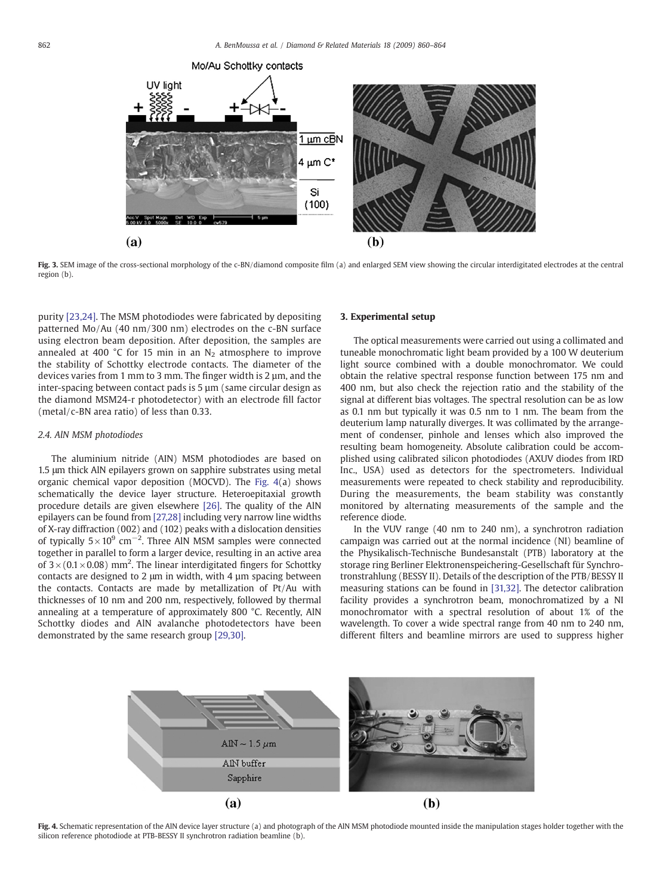Fig. 3. SEM image of the cross-sectional morphology of the c-BN/diamond composite film (a) and enlarged SEM view showing the circular interdigitated electrodes at the central region (b).

purity [23,24]. The MSM photodiodes were fabricated by depositing patterned Mo/Au (40 nm/300 nm) electrodes on the c-BN surface using electron beam deposition. After deposition, the samples are annealed at 400 °C for 15 min in an $N_2$ atmosphere to improve the stability of Schottky electrode contacts. The diameter of the devices varies from 1 mm to 3 mm. The finger width is 2 µm, and the inter-spacing between contact pads is 5 µm (same circular design as the diamond MSM24-r photodetector) with an electrode fill factor (metal/c-BN area ratio) of less than 0.33.

### 2.4. AlN MSM photodiodes

The aluminium nitride (AlN) MSM photodiodes are based on 1.5 µm thick AlN epilayers grown on sapphire substrates using metal organic chemical vapor deposition (MOCVD). The Fig. 4(a) shows schematically the device layer structure. Heteroepitaxial growth procedure details are given elsewhere [26]. The quality of the AlN epilayers can be found from [27,28] including very narrow line widths of X-ray diffraction (002) and (102) peaks with a dislocation densities of typically $5\times10^{9}$ cm$^{-2}$. Three AlN MSM samples were connected together in parallel to form a larger device, resulting in an active area of $3\times(0.1\times0.08)$ mm$^2$. The linear interdigitated fingers for Schottky contacts are designed to 2 µm in width, with 4 µm spacing between the contacts. Contacts are made by metallization of Pt/Au with thicknesses of 10 nm and 200 nm, respectively, followed by thermal annealing at a temperature of approximately 800 °C. Recently, AlN Schottky diodes and AlN avalanche photodetectors have been demonstrated by the same research group [29,30].

## 3. Experimental setup

The optical measurements were carried out using a collimated and tuneable monochromatic light beam provided by a 100 W deuterium light source combined with a double monochromator. We could obtain the relative spectral response function between 175 nm and 400 nm, but also check the rejection ratio and the stability of the signal at different bias voltages. The spectral resolution can be as low as 0.1 nm but typically it was 0.5 nm to 1 nm. The beam from the deuterium lamp naturally diverges. It was collimated by the arrangement of condenser, pinhole and lenses which also improved the resulting beam homogeneity. Absolute calibration could be accomplished using calibrated silicon photodiodes (AXUV diodes from IRD Inc., USA) used as detectors for the spectrometers. Individual measurements were repeated to check stability and reproducibility. During the measurements, the beam stability was constantly monitored by alternating measurements of the sample and the reference diode.

In the VUV range (40 nm to 240 nm), a synchrotron radiation campaign was carried out at the normal incidence (NI) beamline of the Physikalisch-Technische Bundesanstalt (PTB) laboratory at the storage ring Berliner Elektronenspeichering-Gesellschaft für Synchrotronstrahlung (BESSY II). Details of the description of the PTB/BESSY II measuring stations can be found in [31,32]. The detector calibration facility provides a synchrotron beam, monochromatized by a NI monochromator with a spectral resolution of about 1% of the wavelength. To cover a wide spectral range from 40 nm to 240 nm, different filters and beamline mirrors are used to suppress higher

Fig. 4. Schematic representation of the AlN device layer structure (a) and photograph of the AlN MSM photodiode mounted inside the manipulation stages holder together with the silicon reference photodiode at PTB-BESSY II synchrotron radiation beamline (b).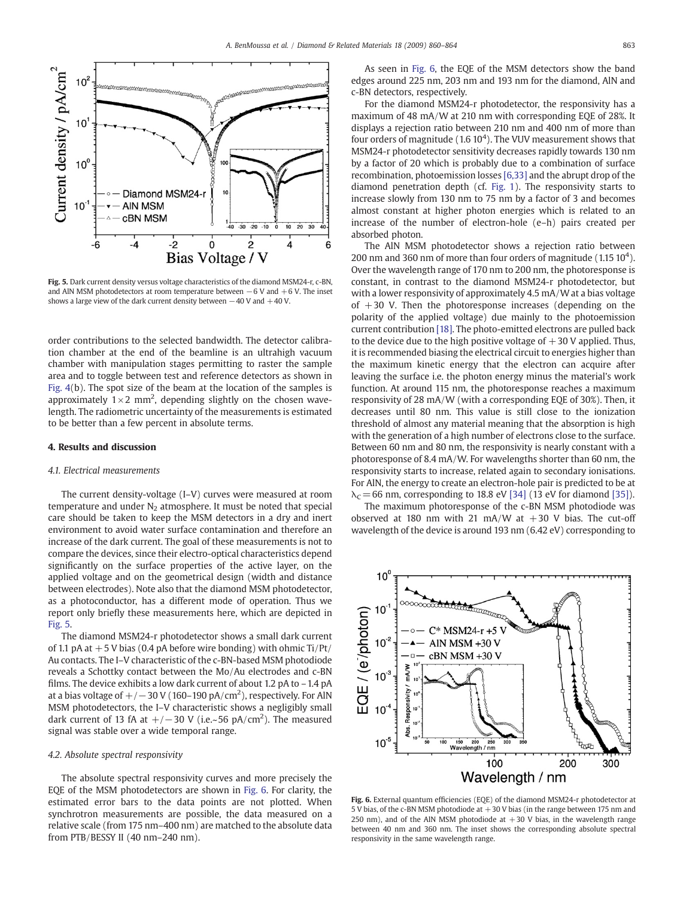Fig. 5. Dark current density versus voltage characteristics of the diamond MSM24-r, c-BN, and AlN MSM photodetectors at room temperature between −6 V and +6 V. The inset shows a large view of the dark current density between −40 V and +40 V.

order contributions to the selected bandwidth. The detector calibration chamber at the end of the beamline is an ultrahigh vacuum chamber with manipulation stages permitting to raster the sample area and to toggle between test and reference detectors as shown in Fig. 4(b). The spot size of the beam at the location of the samples is approximately $1 \times 2$ mm$^2$, depending slightly on the chosen wavelength. The radiometric uncertainty of the measurements is estimated to be better than a few percent in absolute terms.

## 4. Results and discussion

### 4.1. Electrical measurements

The current density-voltage (I–V) curves were measured at room temperature and under $N_2$ atmosphere. It must be noted that special care should be taken to keep the MSM detectors in a dry and inert environment to avoid water surface contamination and therefore an increase of the dark current. The goal of these measurements is not to compare the devices, since their electro-optical characteristics depend significantly on the surface properties of the active layer, on the applied voltage and on the geometrical design (width and distance between electrodes). Note also that the diamond MSM photodetector, as a photoconductor, has a different mode of operation. Thus we report only briefly these measurements here, which are depicted in Fig. 5.

The diamond MSM24-r photodetector shows a small dark current of 1.1 pA at +5 V bias (0.4 pA before wire bonding) with ohmic Ti/Pt/Au contacts. The I–V characteristic of the c-BN-based MSM photodiode reveals a Schottky contact between the Mo/Au electrodes and c-BN films. The device exhibits a low dark current of about 1.2 pA to −1.4 pA at a bias voltage of +/−30 V (160–190 pA/cm$^2$), respectively. For AlN MSM photodetectors, the I–V characteristic shows a negligibly small dark current of 13 fA at +/−30 V (i.e.~56 pA/cm$^2$). The measured signal was stable over a wide temporal range.

### 4.2. Absolute spectral responsivity

The absolute spectral responsivity curves and more precisely the EQE of the MSM photodetectors are shown in Fig. 6. For clarity, the estimated error bars to the data points are not plotted. When synchrotron measurements are possible, the data measured on a relative scale (from 175 nm–400 nm) are matched to the absolute data from PTB/BESSY II (40 nm–240 nm).

As seen in Fig. 6, the EQE of the MSM detectors show the band edges around 225 nm, 203 nm and 193 nm for the diamond, AlN and c-BN detectors, respectively.

For the diamond MSM24-r photodetector, the responsivity has a maximum of 48 mA/W at 210 nm with corresponding EQE of 28%. It displays a rejection ratio between 210 nm and 400 nm of more than four orders of magnitude ($1.6\ 10^4$). The VUV measurement shows that MSM24-r photodetector sensitivity decreases rapidly towards 130 nm by a factor of 20 which is probably due to a combination of surface recombination, photoemission losses [6,33] and the abrupt drop of the diamond penetration depth (cf. Fig. 1). The responsivity starts to increase slowly from 130 nm to 75 nm by a factor of 3 and becomes almost constant at higher photon energies which is related to an increase of the number of electron-hole (e–h) pairs created per absorbed photon.

The AlN MSM photodetector shows a rejection ratio between 200 nm and 360 nm of more than four orders of magnitude ($1.15\ 10^4$). Over the wavelength range of 170 nm to 200 nm, the photoresponse is constant, in contrast to the diamond MSM24-r photodetector, but with a lower responsivity of approximately 4.5 mA/W at a bias voltage of +30 V. Then the photoresponse increases (depending on the polarity of the applied voltage) due mainly to the photoemission current contribution [18]. The photo-emitted electrons are pulled back to the device due to the high positive voltage of +30 V applied. Thus, it is recommended biasing the electrical circuit to energies higher than the maximum kinetic energy that the electron can acquire after leaving the surface i.e. the photon energy minus the material's work function. At around 115 nm, the photoresponse reaches a maximum responsivity of 28 mA/W (with a corresponding EQE of 30%). Then, it decreases until 80 nm. This value is still close to the ionization threshold of almost any material meaning that the absorption is high with the generation of a high number of electrons close to the surface. Between 60 nm and 80 nm, the responsivity is nearly constant with a photoresponse of 8.4 mA/W. For wavelengths shorter than 60 nm, the responsivity starts to increase, related again to secondary ionisations. For AlN, the energy to create an electron-hole pair is predicted to be at $\lambda_C = 66$ nm, corresponding to 18.8 eV [34] (13 eV for diamond [35]).

The maximum photoresponse of the c-BN MSM photodiode was observed at 180 nm with 21 mA/W at +30 V bias. The cut-off wavelength of the device is around 193 nm (6.42 eV) corresponding to

Fig. 6. External quantum efficiencies (EQE) of the diamond MSM24-r photodetector at 5 V bias, of the c-BN MSM photodiode at +30 V bias (in the range between 175 nm and 250 nm), and of the AlN MSM photodiode at +30 V bias, in the wavelength range between 40 nm and 360 nm. The inset shows the corresponding absolute spectral responsivity in the same wavelength range.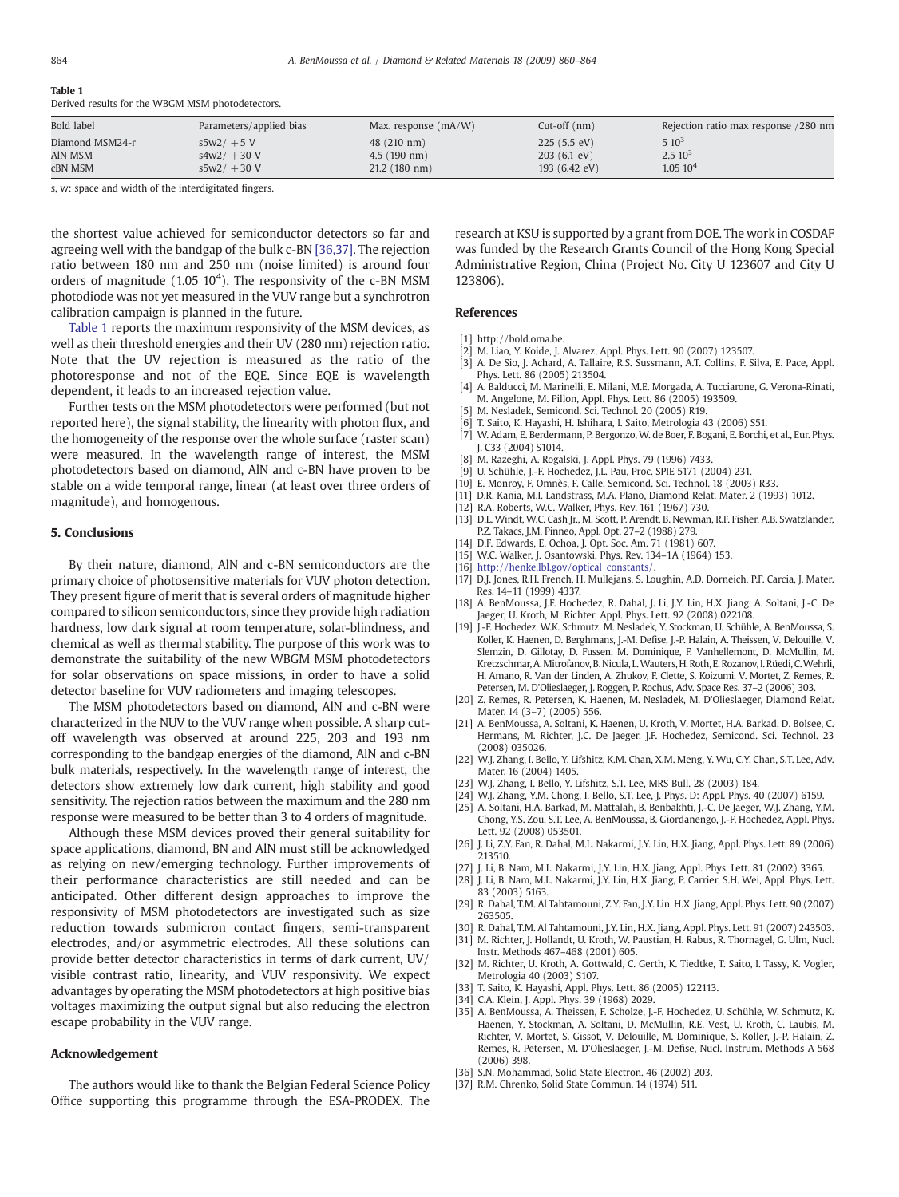**Table 1**
Derived results for the WBGM MSM photodetectors.

| Bold label | Parameters/applied bias | Max. response (mA/W) | Cut-off (nm) | Rejection ratio max response /280 nm |
|---|---|---|---|---|
| Diamond MSM24-r | s5w2/ +5 V | 48 (210 nm) | 225 (5.5 eV) | 5 $10^3$ |
| AlN MSM | s4w2/ +30 V | 4.5 (190 nm) | 203 (6.1 eV) | 2.5 $10^3$ |
| cBN MSM | s5w2/ +30 V | 21.2 (180 nm) | 193 (6.42 eV) | 1.05 $10^4$ |

s, w: space and width of the interdigitated fingers.

the shortest value achieved for semiconductor detectors so far and agreeing well with the bandgap of the bulk c-BN [36,37]. The rejection ratio between 180 nm and 250 nm (noise limited) is around four orders of magnitude (1.05 $10^4$). The responsivity of the c-BN MSM photodiode was not yet measured in the VUV range but a synchrotron calibration campaign is planned in the future.

Table 1 reports the maximum responsivity of the MSM devices, as well as their threshold energies and their UV (280 nm) rejection ratio. Note that the UV rejection is measured as the ratio of the photoresponse and not of the EQE. Since EQE is wavelength dependent, it leads to an increased rejection value.

Further tests on the MSM photodetectors were performed (but not reported here), the signal stability, the linearity with photon flux, and the homogeneity of the response over the whole surface (raster scan) were measured. In the wavelength range of interest, the MSM photodetectors based on diamond, AlN and c-BN have proven to be stable on a wide temporal range, linear (at least over three orders of magnitude), and homogenous.

## 5. Conclusions

By their nature, diamond, AlN and c-BN semiconductors are the primary choice of photosensitive materials for VUV photon detection. They present figure of merit that is several orders of magnitude higher compared to silicon semiconductors, since they provide high radiation hardness, low dark signal at room temperature, solar-blindness, and chemical as well as thermal stability. The purpose of this work was to demonstrate the suitability of the new WBGM MSM photodetectors for solar observations on space missions, in order to have a solid detector baseline for VUV radiometers and imaging telescopes.

The MSM photodetectors based on diamond, AlN and c-BN were characterized in the NUV to the VUV range when possible. A sharp cut-off wavelength was observed at around 225, 203 and 193 nm corresponding to the bandgap energies of the diamond, AlN and c-BN bulk materials, respectively. In the wavelength range of interest, the detectors show extremely low dark current, high stability and good sensitivity. The rejection ratios between the maximum and the 280 nm response were measured to be better than 3 to 4 orders of magnitude.

Although these MSM devices proved their general suitability for space applications, diamond, BN and AlN must still be acknowledged as relying on new/emerging technology. Further improvements of their performance characteristics are still needed and can be anticipated. Other different design approaches to improve the responsivity of MSM photodetectors are investigated such as size reduction towards submicron contact fingers, semi-transparent electrodes, and/or asymmetric electrodes. All these solutions can provide better detector characteristics in terms of dark current, UV/visible contrast ratio, linearity, and VUV responsivity. We expect advantages by operating the MSM photodetectors at high positive bias voltages maximizing the output signal but also reducing the electron escape probability in the VUV range.

## Acknowledgement

The authors would like to thank the Belgian Federal Science Policy Office supporting this programme through the ESA-PRODEX. The research at KSU is supported by a grant from DOE. The work in COSDAF was funded by the Research Grants Council of the Hong Kong Special Administrative Region, China (Project No. City U 123607 and City U 123806).

## References

[1] http://bold.oma.be.
[2] M. Liao, Y. Koide, J. Alvarez, Appl. Phys. Lett. 90 (2007) 123507.
[3] A. De Sio, J. Achard, A. Tallaire, R.S. Sussmann, A.T. Collins, F. Silva, E. Pace, Appl. Phys. Lett. 86 (2005) 213504.
[4] A. Balducci, M. Marinelli, E. Milani, M.E. Morgada, A. Tucciarone, G. Verona-Rinati, M. Angelone, M. Pillon, Appl. Phys. Lett. 86 (2005) 193509.
[5] M. Nesladek, Semicond. Sci. Technol. 20 (2005) R19.
[6] T. Saito, K. Hayashi, H. Ishihara, I. Saito, Metrologia 43 (2006) S51.
[7] W. Adam, E. Berdermann, P. Bergonzo, W. de Boer, F. Bogani, E. Borchi, et al., Eur. Phys. J. C33 (2004) S1014.
[8] M. Razeghi, A. Rogalski, J. Appl. Phys. 79 (1996) 7433.
[9] U. Schühle, J.-F. Hochedez, J.L. Pau, Proc. SPIE 5171 (2004) 231.
[10] E. Monroy, F. Omnès, F. Calle, Semicond. Sci. Technol. 18 (2003) R33.
[11] D.R. Kania, M.I. Landstrass, M.A. Plano, Diamond Relat. Mater. 2 (1993) 1012.
[12] R.A. Roberts, W.C. Walker, Phys. Rev. 161 (1967) 730.
[13] D.L. Windt, W.C. Cash Jr., M. Scott, P. Arendt, B. Newman, R.F. Fisher, A.B. Swatzlander, P.Z. Takacs, J.M. Pinneo, Appl. Opt. 27–2 (1988) 279.
[14] D.F. Edwards, E. Ochoa, J. Opt. Soc. Am. 71 (1981) 607.
[15] W.C. Walker, J. Osantowski, Phys. Rev. 134–1A (1964) 153.
[16] http://henke.lbl.gov/optical_constants/.
[17] D.J. Jones, R.H. French, H. Mullejans, S. Loughin, A.D. Dorneich, P.F. Carcia, J. Mater. Res. 14–11 (1999) 4337.
[18] A. BenMoussa, J.F. Hochedez, R. Dahal, J. Li, J.Y. Lin, H.X. Jiang, A. Soltani, J.-C. De Jaeger, U. Kroth, M. Richter, Appl. Phys. Lett. 92 (2008) 022108.
[19] J.-F. Hochedez, W.K. Schmutz, M. Nesladek, Y. Stockman, U. Schühle, A. BenMoussa, S. Koller, K. Haenen, D. Berghmans, J.-M. Defise, J.-P. Halain, A. Theissen, V. Delouille, V. Slemzin, D. Gillotay, D. Fussen, M. Dominique, F. Vanhellemont, D. McMullin, M. Kretzschmar, A. Mitrofanov, B. Nicula, L. Wauters, H. Roth, E. Rozanov, I. Rüedi, C. Wehrli, H. Amano, R. Van der Linden, A. Zhukov, F. Clette, S. Koizumi, V. Mortet, Z. Remes, R. Petersen, M. D'Olieslaeger, J. Roggen, P. Rochus, Adv. Space Res. 37–2 (2006) 303.
[20] Z. Remes, R. Petersen, K. Haenen, M. Nesladek, M. D'Olieslaeger, Diamond Relat. Mater. 14 (3–7) (2005) 556.
[21] A. BenMoussa, A. Soltani, K. Haenen, U. Kroth, V. Mortet, H.A. Barkad, D. Bolsee, C. Hermans, M. Richter, J.C. De Jaeger, J.F. Hochedez, Semicond. Sci. Technol. 23 (2008) 035026.
[22] W.J. Zhang, I. Bello, Y. Lifshitz, K.M. Chan, X.M. Meng, Y. Wu, C.Y. Chan, S.T. Lee, Adv. Mater. 16 (2004) 1405.
[23] W.J. Zhang, I. Bello, Y. Lifshitz, S.T. Lee, MRS Bull. 28 (2003) 184.
[24] W.J. Zhang, Y.M. Chong, I. Bello, S.T. Lee, J. Phys. D: Appl. Phys. 40 (2007) 6159.
[25] A. Soltani, H.A. Barkad, M. Mattalah, B. Benbakhti, J.-C. De Jaeger, W.J. Zhang, Y.M. Chong, Y.S. Zou, S.T. Lee, A. BenMoussa, B. Giordanengo, J.-F. Hochedez, Appl. Phys. Lett. 92 (2008) 053501.
[26] J. Li, Z.Y. Fan, R. Dahal, M.L. Nakarmi, J.Y. Lin, H.X. Jiang, Appl. Phys. Lett. 89 (2006) 213510.
[27] J. Li, B. Nam, M.L. Nakarmi, J.Y. Lin, H.X. Jiang, Appl. Phys. Lett. 81 (2002) 3365.
[28] J. Li, B. Nam, M.L. Nakarmi, J.Y. Lin, H.X. Jiang, P. Carrier, S.H. Wei, Appl. Phys. Lett. 83 (2003) 5163.
[29] R. Dahal, T.M. Al Tahtamouni, Z.Y. Fan, J.Y. Lin, H.X. Jiang, Appl. Phys. Lett. 90 (2007) 263505.
[30] R. Dahal, T.M. Al Tahtamouni, J.Y. Lin, H.X. Jiang, Appl. Phys. Lett. 91 (2007) 243503.
[31] M. Richter, J. Hollandt, U. Kroth, W. Paustian, H. Rabus, R. Thornagel, G. Ulm, Nucl. Instr. Methods 467–468 (2001) 605.
[32] M. Richter, U. Kroth, A. Gottwald, C. Gerth, K. Tiedtke, T. Saito, I. Tassy, K. Vogler, Metrologia 40 (2003) S107.
[33] T. Saito, K. Hayashi, Appl. Phys. Lett. 86 (2005) 122113.
[34] C.A. Klein, J. Appl. Phys. 39 (1968) 2029.
[35] A. BenMoussa, A. Theissen, F. Scholze, J.-F. Hochedez, U. Schühle, W. Schmutz, K. Haenen, Y. Stockman, A. Soltani, D. McMullin, R.E. Vest, U. Kroth, C. Laubis, M. Richter, V. Mortet, S. Gissot, V. Delouille, M. Dominique, S. Koller, J.-P. Halain, Z. Remes, R. Petersen, M. D'Olieslaeger, J.-M. Defise, Nucl. Instrum. Methods A 568 (2006) 398.
[36] S.N. Mohammad, Solid State Electron. 46 (2002) 203.
[37] R.M. Chrenko, Solid State Commun. 14 (1974) 511.